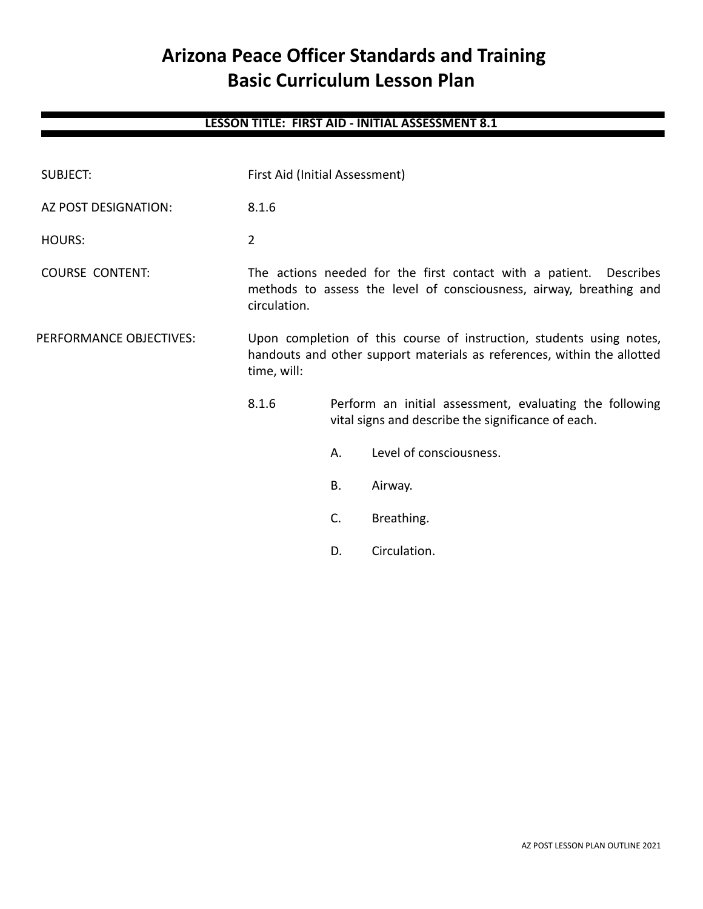# Arizona Peace Officer Standards and Training
# Basic Curriculum Lesson Plan

## LESSON TITLE: FIRST AID - INITIAL ASSESSMENT 8.1

**SUBJECT:** First Aid (Initial Assessment)

**AZ POST DESIGNATION:** 8.1.6

**HOURS:** 2

**COURSE CONTENT:** The actions needed for the first contact with a patient. Describes methods to assess the level of consciousness, airway, breathing and circulation.

**PERFORMANCE OBJECTIVES:** Upon completion of this course of instruction, students using notes, handouts and other support materials as references, within the allotted time, will:

8.1.6 Perform an initial assessment, evaluating the following vital signs and describe the significance of each.

- A. Level of consciousness.
- B. Airway.
- C. Breathing.
- D. Circulation.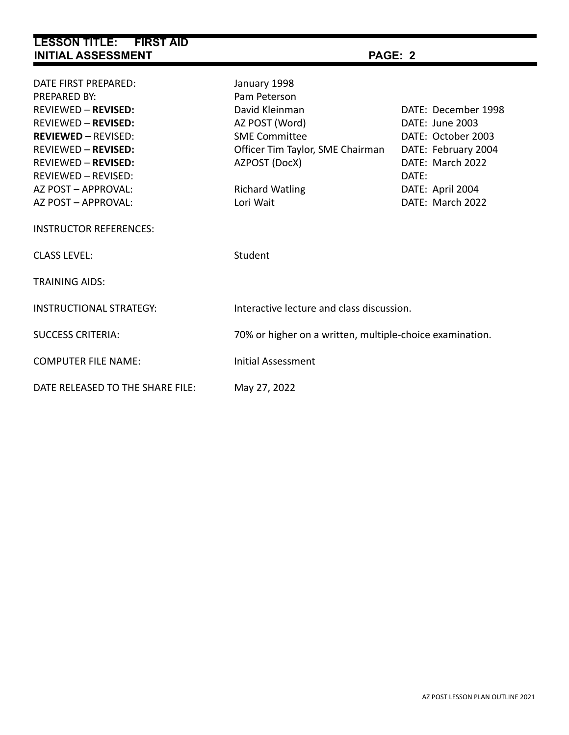| | | |
|---|---|---|
| DATE FIRST PREPARED: | January 1998 | |
| PREPARED BY: | Pam Peterson | |
| REVIEWED – **REVISED:** | David Kleinman | DATE: December 1998 |
| REVIEWED – **REVISED:** | AZ POST (Word) | DATE: June 2003 |
| **REVIEWED** – REVISED: | SME Committee | DATE: October 2003 |
| REVIEWED – **REVISED:** | Officer Tim Taylor, SME Chairman | DATE: February 2004 |
| REVIEWED – **REVISED:** | AZPOST (DocX) | DATE: March 2022 |
| REVIEWED – REVISED: | | DATE: |
| AZ POST – APPROVAL: | Richard Watling | DATE: April 2004 |
| AZ POST – APPROVAL: | Lori Wait | DATE: March 2022 |

INSTRUCTOR REFERENCES:

CLASS LEVEL: Student

TRAINING AIDS:

INSTRUCTIONAL STRATEGY: Interactive lecture and class discussion.

SUCCESS CRITERIA: 70% or higher on a written, multiple-choice examination.

COMPUTER FILE NAME: Initial Assessment

DATE RELEASED TO THE SHARE FILE: May 27, 2022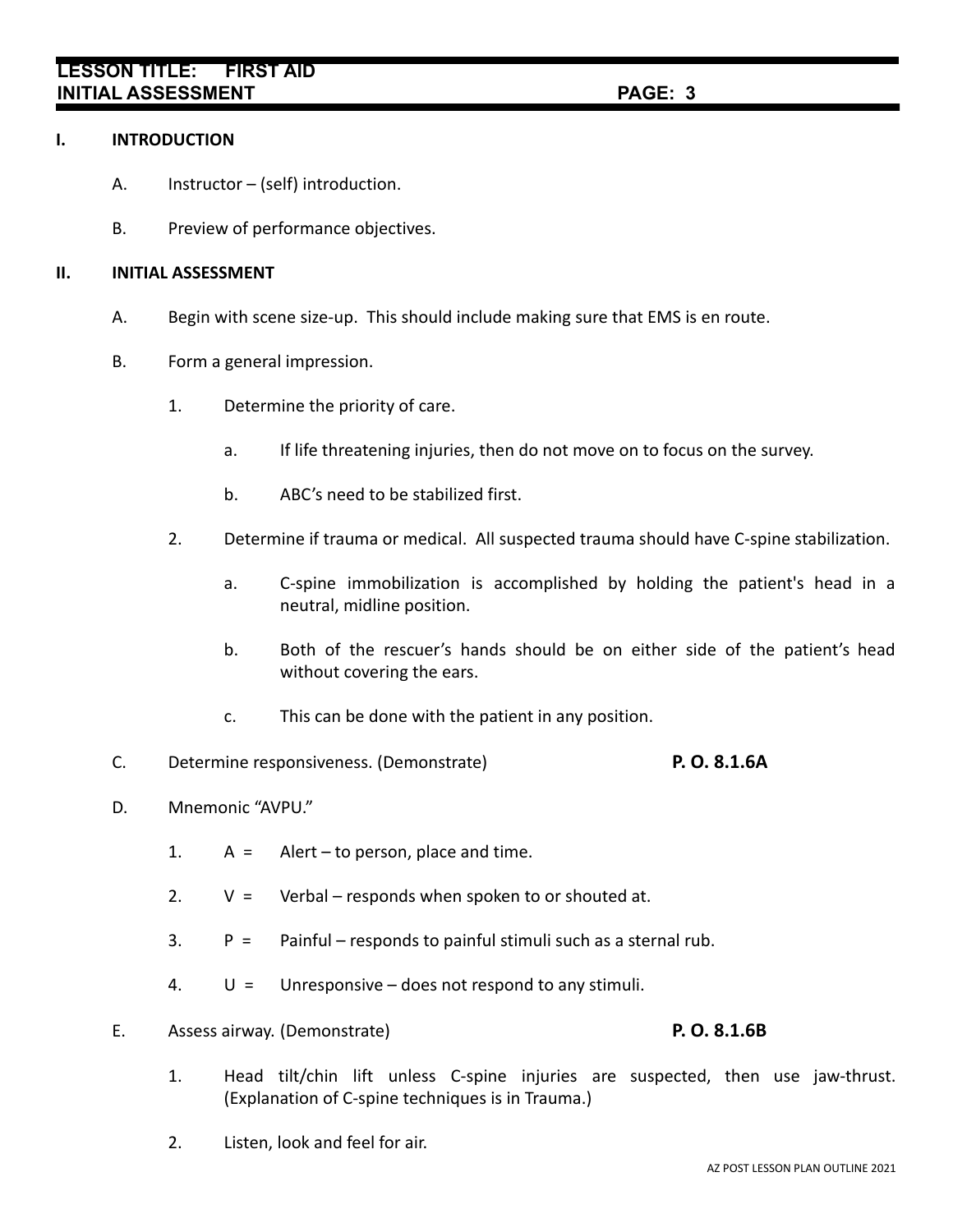## I. INTRODUCTION

A. Instructor – (self) introduction.

B. Preview of performance objectives.

## II. INITIAL ASSESSMENT

A. Begin with scene size-up. This should include making sure that EMS is en route.

B. Form a general impression.

1. Determine the priority of care.

   a. If life threatening injuries, then do not move on to focus on the survey.

   b. ABC's need to be stabilized first.

2. Determine if trauma or medical. All suspected trauma should have C-spine stabilization.

   a. C-spine immobilization is accomplished by holding the patient's head in a neutral, midline position.

   b. Both of the rescuer's hands should be on either side of the patient's head without covering the ears.

   c. This can be done with the patient in any position.

C. Determine responsiveness. (Demonstrate) **P. O. 8.1.6A**

D. Mnemonic "AVPU."

1. A = Alert – to person, place and time.

2. V = Verbal – responds when spoken to or shouted at.

3. P = Painful – responds to painful stimuli such as a sternal rub.

4. U = Unresponsive – does not respond to any stimuli.

E. Assess airway. (Demonstrate) **P. O. 8.1.6B**

1. Head tilt/chin lift unless C-spine injuries are suspected, then use jaw-thrust. (Explanation of C-spine techniques is in Trauma.)

2. Listen, look and feel for air.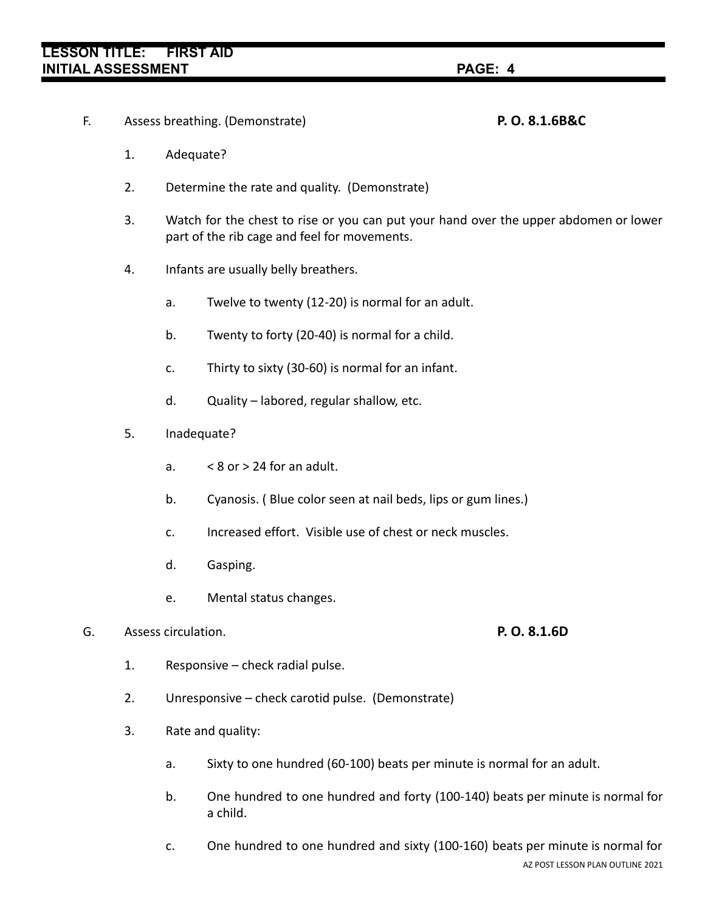F. Assess breathing. (Demonstrate) **P. O. 8.1.6B&C**

1. Adequate?

2. Determine the rate and quality. (Demonstrate)

3. Watch for the chest to rise or you can put your hand over the upper abdomen or lower part of the rib cage and feel for movements.

4. Infants are usually belly breathers.

   a. Twelve to twenty (12-20) is normal for an adult.

   b. Twenty to forty (20-40) is normal for a child.

   c. Thirty to sixty (30-60) is normal for an infant.

   d. Quality – labored, regular shallow, etc.

5. Inadequate?

   a. < 8 or > 24 for an adult.

   b. Cyanosis. ( Blue color seen at nail beds, lips or gum lines.)

   c. Increased effort. Visible use of chest or neck muscles.

   d. Gasping.

   e. Mental status changes.

G. Assess circulation. **P. O. 8.1.6D**

1. Responsive – check radial pulse.

2. Unresponsive – check carotid pulse. (Demonstrate)

3. Rate and quality:

   a. Sixty to one hundred (60-100) beats per minute is normal for an adult.

   b. One hundred to one hundred and forty (100-140) beats per minute is normal for a child.

   c. One hundred to one hundred and sixty (100-160) beats per minute is normal for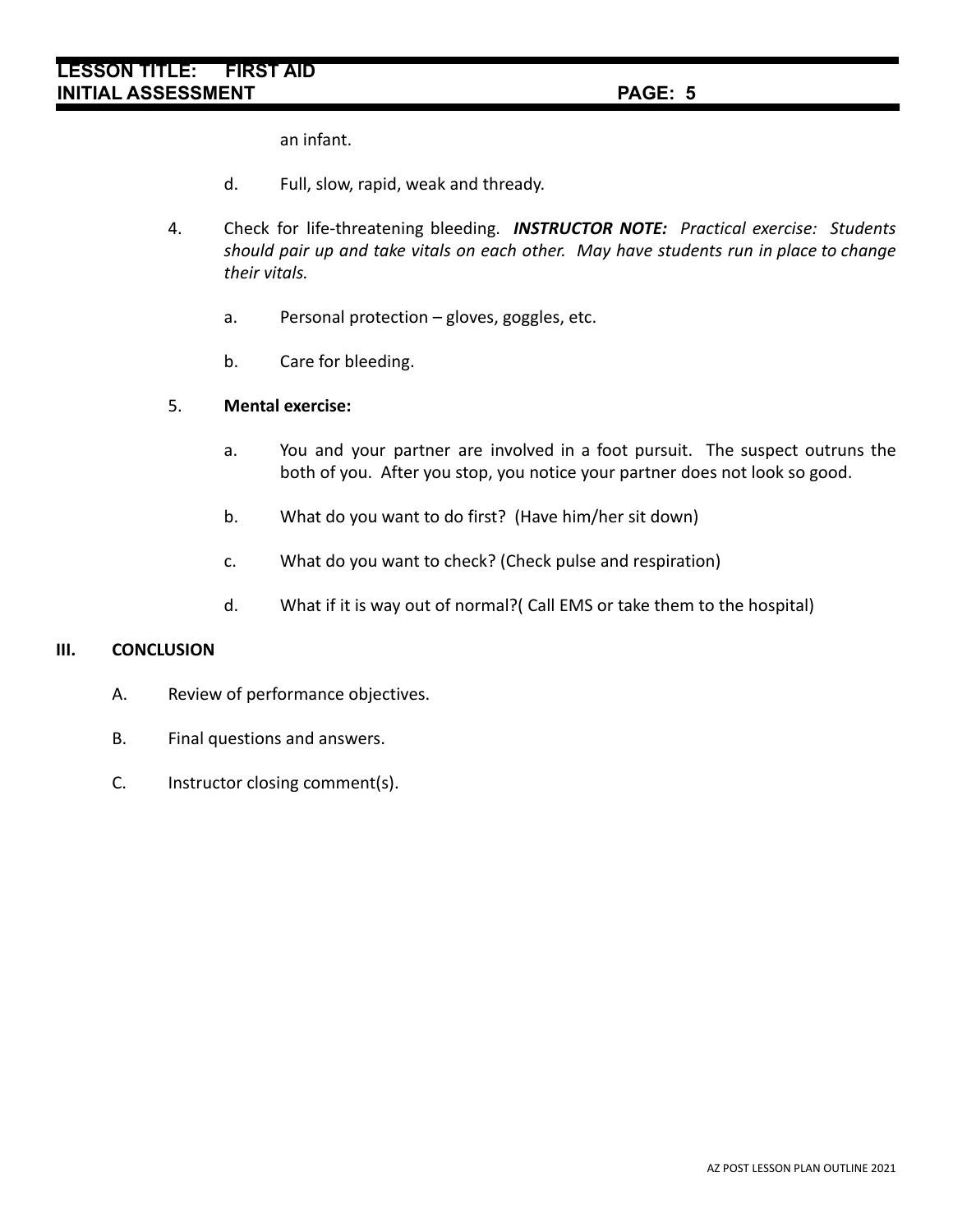an infant.

d. Full, slow, rapid, weak and thready.

4. Check for life-threatening bleeding. ***INSTRUCTOR NOTE:*** *Practical exercise: Students should pair up and take vitals on each other. May have students run in place to change their vitals.*

   a. Personal protection – gloves, goggles, etc.

   b. Care for bleeding.

5. **Mental exercise:**

   a. You and your partner are involved in a foot pursuit. The suspect outruns the both of you. After you stop, you notice your partner does not look so good.

   b. What do you want to do first? (Have him/her sit down)

   c. What do you want to check? (Check pulse and respiration)

   d. What if it is way out of normal?( Call EMS or take them to the hospital)

## III. CONCLUSION

A. Review of performance objectives.

B. Final questions and answers.

C. Instructor closing comment(s).